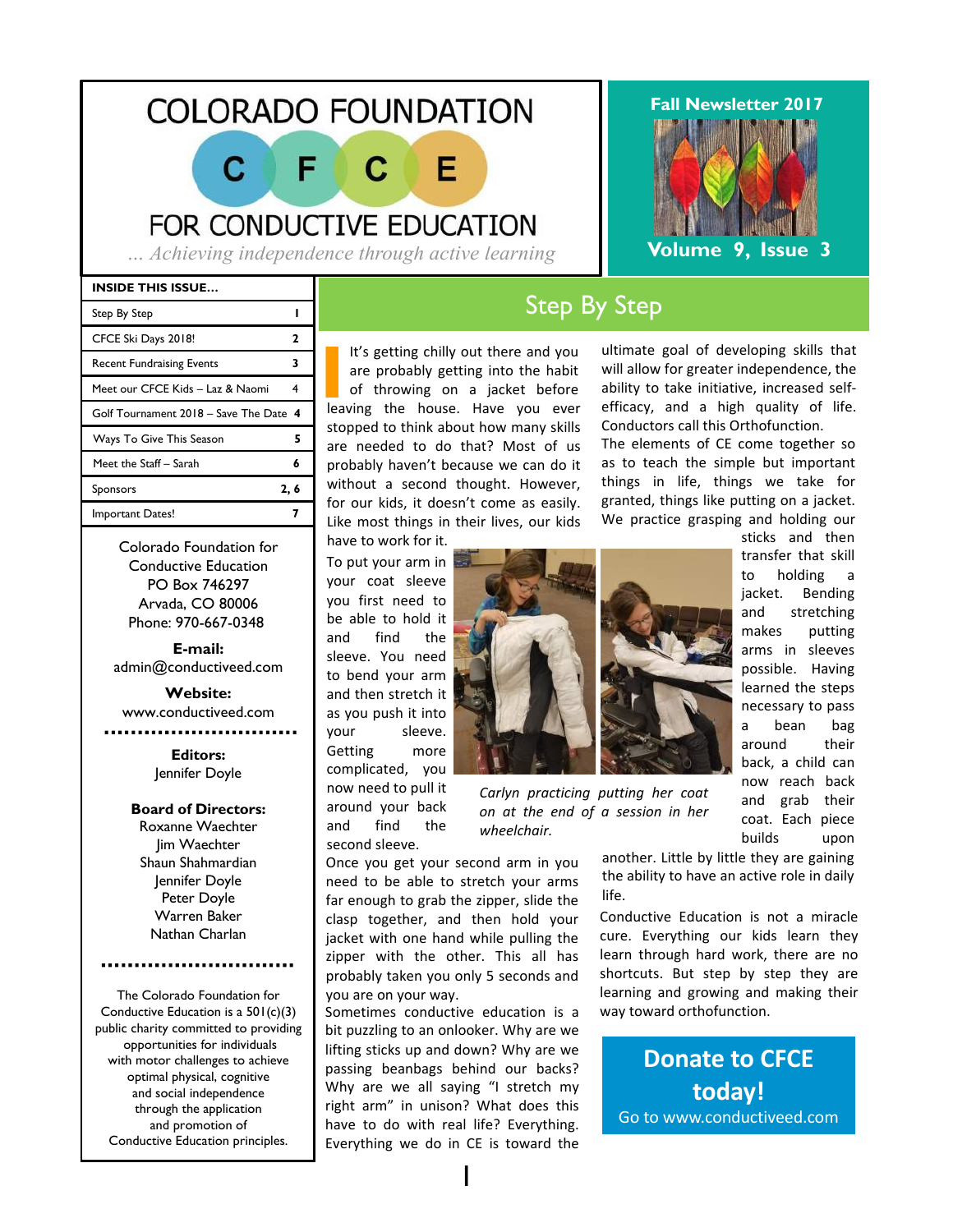# COLORADO FOUNDATION C F C E FOR CONDUCTIVE EDUCATION

*... Achieving independence through active learning*

**Fall Newsletter 2017**

**Volume 9, Issue 3**

| INSIDE THIS ISSUE... | |
|---|---|
| Step By Step | 1 |
| CFCE Ski Days 2018! | 2 |
| Recent Fundraising Events | 3 |
| Meet our CFCE Kids – Laz & Naomi | 4 |
| Golf Tournament 2018 – Save The Date | 4 |
| Ways To Give This Season | 5 |
| Meet the Staff – Sarah | 6 |
| Sponsors | 2, 6 |
| Important Dates! | 7 |

Colorado Foundation for Conductive Education
PO Box 746297
Arvada, CO 80006
Phone: 970-667-0348

**E-mail:**
admin@conductiveed.com

**Website:**
www.conductiveed.com

**Editors:**
Jennifer Doyle

**Board of Directors:**
Roxanne Waechter
Jim Waechter
Shaun Shahmardian
Jennifer Doyle
Peter Doyle
Warren Baker
Nathan Charlan

The Colorado Foundation for Conductive Education is a 501(c)(3) public charity committed to providing opportunities for individuals with motor challenges to achieve optimal physical, cognitive and social independence through the application and promotion of Conductive Education principles.

## Step By Step

It's getting chilly out there and you are probably getting into the habit of throwing on a jacket before leaving the house. Have you ever stopped to think about how many skills are needed to do that? Most of us probably haven't because we can do it without a second thought. However, for our kids, it doesn't come as easily. Like most things in their lives, our kids have to work for it.

To put your arm in your coat sleeve you first need to be able to hold it and find the sleeve. You need to bend your arm and then stretch it as you push it into your sleeve. Getting more complicated, you now need to pull it around your back and find the second sleeve.

*Carlyn practicing putting her coat on at the end of a session in her wheelchair.*

Once you get your second arm in you need to be able to stretch your arms far enough to grab the zipper, slide the clasp together, and then hold your jacket with one hand while pulling the zipper with the other. This all has probably taken you only 5 seconds and you are on your way.

Sometimes conductive education is a bit puzzling to an onlooker. Why are we lifting sticks up and down? Why are we passing beanbags behind our backs? Why are we all saying "I stretch my right arm" in unison? What does this have to do with real life? Everything. Everything we do in CE is toward the ultimate goal of developing skills that will allow for greater independence, the ability to take initiative, increased self-efficacy, and a high quality of life. Conductors call this Orthofunction.

The elements of CE come together so as to teach the simple but important things in life, things we take for granted, things like putting on a jacket. We practice grasping and holding our sticks and then transfer that skill to holding a jacket. Bending and stretching makes putting arms in sleeves possible. Having learned the steps necessary to pass a bean bag around their back, a child can now reach back and grab their coat. Each piece builds upon another. Little by little they are gaining the ability to have an active role in daily life.

Conductive Education is not a miracle cure. Everything our kids learn they learn through hard work, there are no shortcuts. But step by step they are learning and growing and making their way toward orthofunction.

**Donate to CFCE today!**
Go to www.conductiveed.com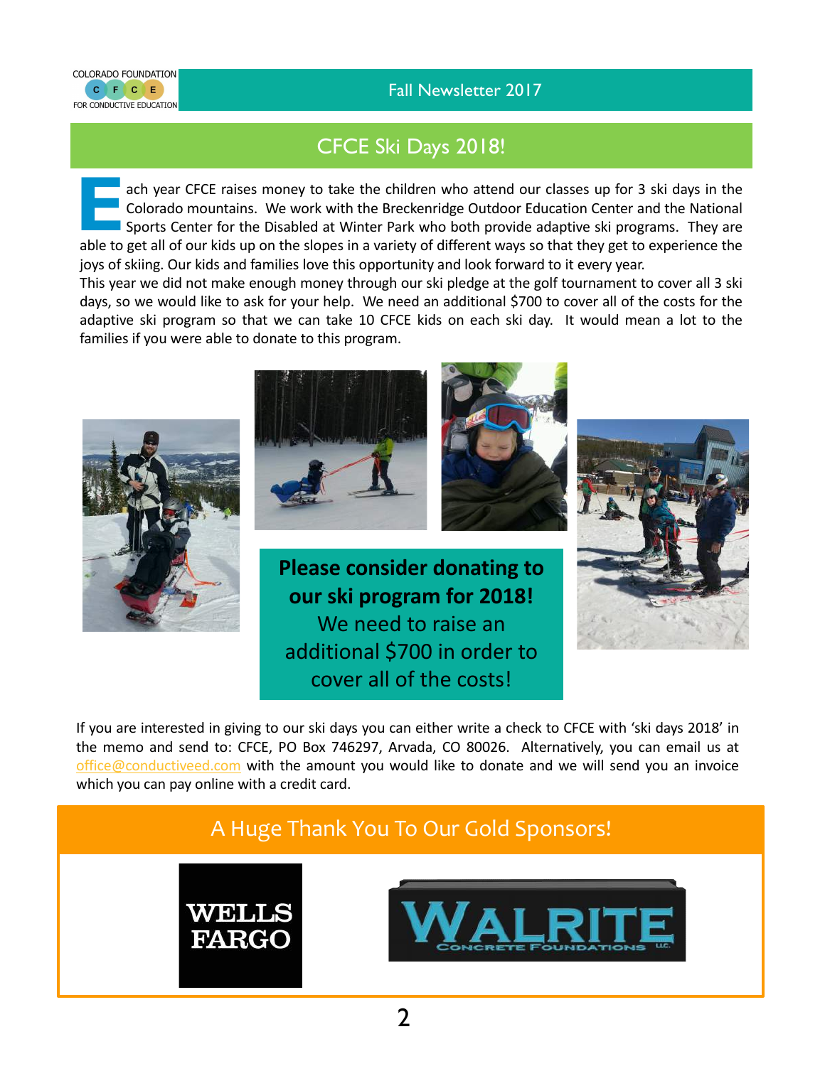## CFCE Ski Days 2018!

Each year CFCE raises money to take the children who attend our classes up for 3 ski days in the Colorado mountains. We work with the Breckenridge Outdoor Education Center and the National Sports Center for the Disabled at Winter Park who both provide adaptive ski programs. They are able to get all of our kids up on the slopes in a variety of different ways so that they get to experience the joys of skiing. Our kids and families love this opportunity and look forward to it every year.

This year we did not make enough money through our ski pledge at the golf tournament to cover all 3 ski days, so we would like to ask for your help. We need an additional $700 to cover all of the costs for the adaptive ski program so that we can take 10 CFCE kids on each ski day. It would mean a lot to the families if you were able to donate to this program.

**Please consider donating to our ski program for 2018!**
We need to raise an additional $700 in order to cover all of the costs!

If you are interested in giving to our ski days you can either write a check to CFCE with 'ski days 2018' in the memo and send to: CFCE, PO Box 746297, Arvada, CO 80026. Alternatively, you can email us at office@conductiveed.com with the amount you would like to donate and we will send you an invoice which you can pay online with a credit card.

## A Huge Thank You To Our Gold Sponsors!

WELLS FARGO

WALRITE CONCRETE FOUNDATIONS LLC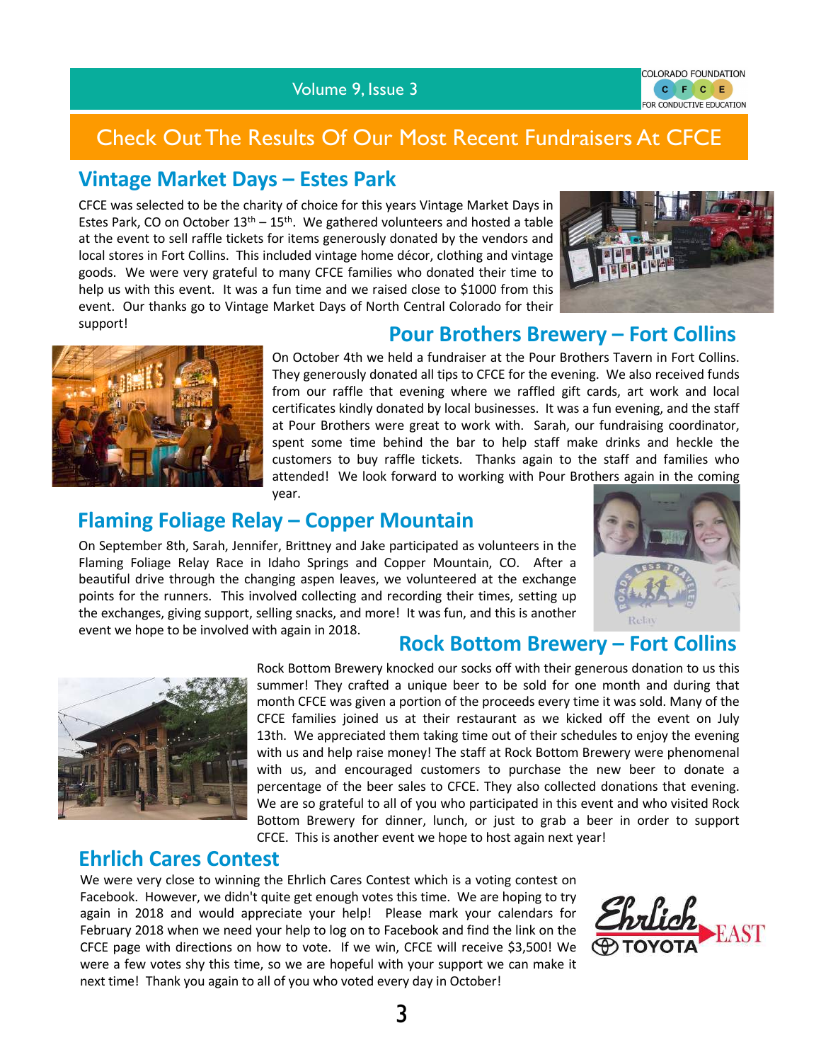# Check Out The Results Of Our Most Recent Fundraisers At CFCE

## Vintage Market Days – Estes Park

CFCE was selected to be the charity of choice for this years Vintage Market Days in Estes Park, CO on October 13th – 15th. We gathered volunteers and hosted a table at the event to sell raffle tickets for items generously donated by the vendors and local stores in Fort Collins. This included vintage home décor, clothing and vintage goods. We were very grateful to many CFCE families who donated their time to help us with this event. It was a fun time and we raised close to $1000 from this event. Our thanks go to Vintage Market Days of North Central Colorado for their support!

## Pour Brothers Brewery – Fort Collins

On October 4th we held a fundraiser at the Pour Brothers Tavern in Fort Collins. They generously donated all tips to CFCE for the evening. We also received funds from our raffle that evening where we raffled gift cards, art work and local certificates kindly donated by local businesses. It was a fun evening, and the staff at Pour Brothers were great to work with. Sarah, our fundraising coordinator, spent some time behind the bar to help staff make drinks and heckle the customers to buy raffle tickets. Thanks again to the staff and families who attended! We look forward to working with Pour Brothers again in the coming year.

## Flaming Foliage Relay – Copper Mountain

On September 8th, Sarah, Jennifer, Brittney and Jake participated as volunteers in the Flaming Foliage Relay Race in Idaho Springs and Copper Mountain, CO. After a beautiful drive through the changing aspen leaves, we volunteered at the exchange points for the runners. This involved collecting and recording their times, setting up the exchanges, giving support, selling snacks, and more! It was fun, and this is another event we hope to be involved with again in 2018.

## Rock Bottom Brewery – Fort Collins

Rock Bottom Brewery knocked our socks off with their generous donation to us this summer! They crafted a unique beer to be sold for one month and during that month CFCE was given a portion of the proceeds every time it was sold. Many of the CFCE families joined us at their restaurant as we kicked off the event on July 13th. We appreciated them taking time out of their schedules to enjoy the evening with us and help raise money! The staff at Rock Bottom Brewery were phenomenal with us, and encouraged customers to purchase the new beer to donate a percentage of the beer sales to CFCE. They also collected donations that evening. We are so grateful to all of you who participated in this event and who visited Rock Bottom Brewery for dinner, lunch, or just to grab a beer in order to support CFCE. This is another event we hope to host again next year!

## Ehrlich Cares Contest

We were very close to winning the Ehrlich Cares Contest which is a voting contest on Facebook. However, we didn't quite get enough votes this time. We are hoping to try again in 2018 and would appreciate your help! Please mark your calendars for February 2018 when we need your help to log on to Facebook and find the link on the CFCE page with directions on how to vote. If we win, CFCE will receive $3,500! We were a few votes shy this time, so we are hopeful with your support we can make it next time! Thank you again to all of you who voted every day in October!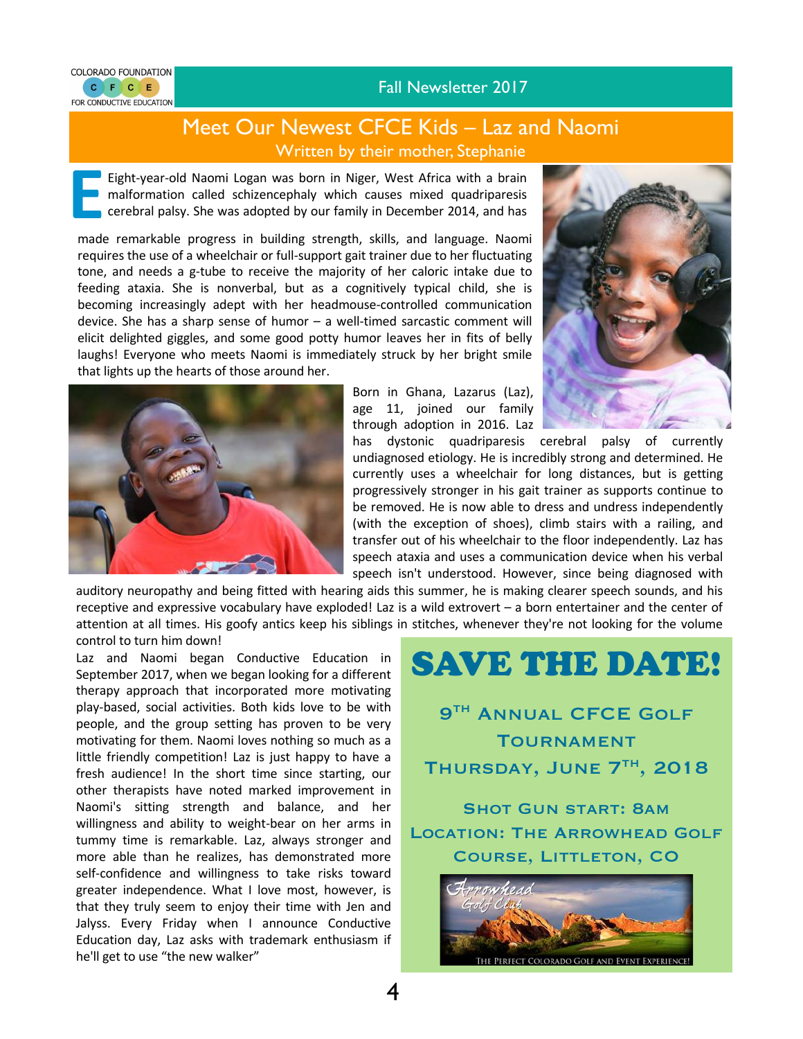# Meet Our Newest CFCE Kids – Laz and Naomi

## Written by their mother, Stephanie

Eight-year-old Naomi Logan was born in Niger, West Africa with a brain malformation called schizencephaly which causes mixed quadriparesis cerebral palsy. She was adopted by our family in December 2014, and has made remarkable progress in building strength, skills, and language. Naomi requires the use of a wheelchair or full-support gait trainer due to her fluctuating tone, and needs a g-tube to receive the majority of her caloric intake due to feeding ataxia. She is nonverbal, but as a cognitively typical child, she is becoming increasingly adept with her headmouse-controlled communication device. She has a sharp sense of humor – a well-timed sarcastic comment will elicit delighted giggles, and some good potty humor leaves her in fits of belly laughs! Everyone who meets Naomi is immediately struck by her bright smile that lights up the hearts of those around her.

Born in Ghana, Lazarus (Laz), age 11, joined our family through adoption in 2016. Laz has dystonic quadriparesis cerebral palsy of currently undiagnosed etiology. He is incredibly strong and determined. He currently uses a wheelchair for long distances, but is getting progressively stronger in his gait trainer as supports continue to be removed. He is now able to dress and undress independently (with the exception of shoes), climb stairs with a railing, and transfer out of his wheelchair to the floor independently. Laz has speech ataxia and uses a communication device when his verbal speech isn't understood. However, since being diagnosed with auditory neuropathy and being fitted with hearing aids this summer, he is making clearer speech sounds, and his receptive and expressive vocabulary have exploded! Laz is a wild extrovert – a born entertainer and the center of attention at all times. His goofy antics keep his siblings in stitches, whenever they're not looking for the volume control to turn him down!

Laz and Naomi began Conductive Education in September 2017, when we began looking for a different therapy approach that incorporated more motivating play-based, social activities. Both kids love to be with people, and the group setting has proven to be very motivating for them. Naomi loves nothing so much as a little friendly competition! Laz is just happy to have a fresh audience! In the short time since starting, our other therapists have noted marked improvement in Naomi's sitting strength and balance, and her willingness and ability to weight-bear on her arms in tummy time is remarkable. Laz, always stronger and more able than he realizes, has demonstrated more self-confidence and willingness to take risks toward greater independence. What I love most, however, is that they truly seem to enjoy their time with Jen and Jalyss. Every Friday when I announce Conductive Education day, Laz asks with trademark enthusiasm if he'll get to use "the new walker"

# SAVE THE DATE!

**9TH ANNUAL CFCE GOLF TOURNAMENT**

**THURSDAY, JUNE 7TH, 2018**

**SHOT GUN START: 8AM**

**LOCATION: THE ARROWHEAD GOLF COURSE, LITTLETON, CO**

Arrowhead Golf Club

THE PERFECT COLORADO GOLF AND EVENT EXPERIENCE!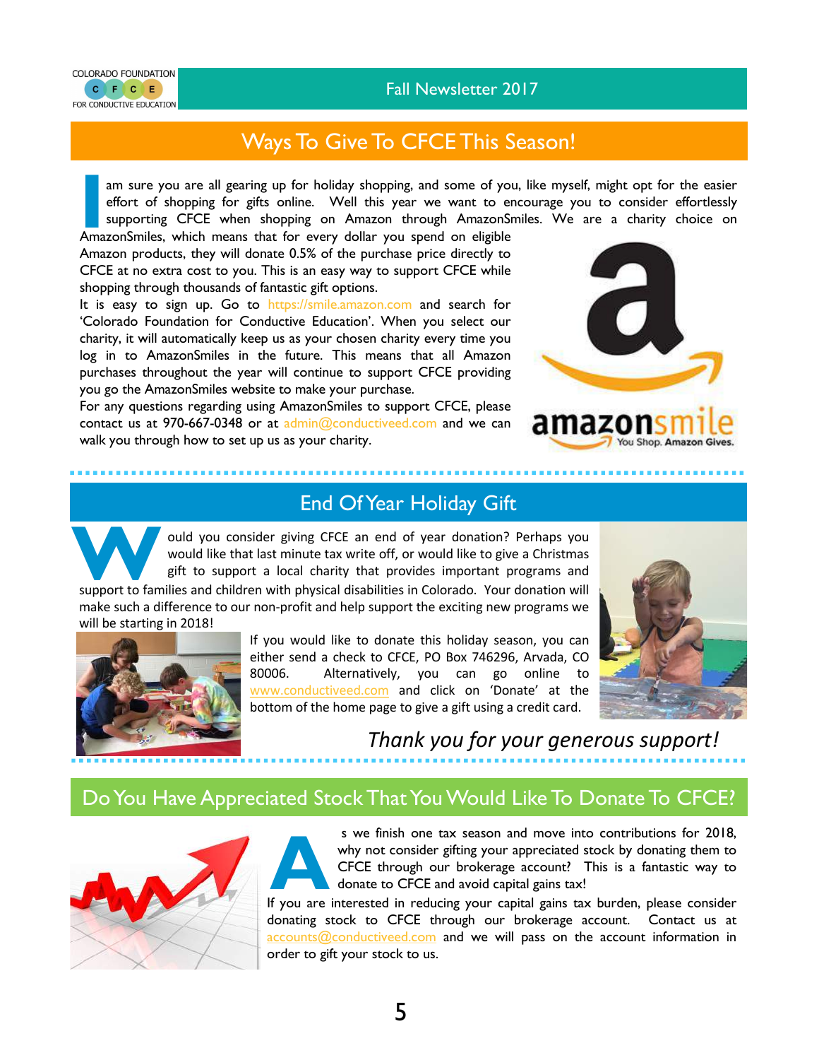## Ways To Give To CFCE This Season!

I am sure you are all gearing up for holiday shopping, and some of you, like myself, might opt for the easier effort of shopping for gifts online. Well this year we want to encourage you to consider effortlessly supporting CFCE when shopping on Amazon through AmazonSmiles. We are a charity choice on AmazonSmiles, which means that for every dollar you spend on eligible Amazon products, they will donate 0.5% of the purchase price directly to CFCE at no extra cost to you. This is an easy way to support CFCE while shopping through thousands of fantastic gift options.

It is easy to sign up. Go to https://smile.amazon.com and search for 'Colorado Foundation for Conductive Education'. When you select our charity, it will automatically keep us as your chosen charity every time you log in to AmazonSmiles in the future. This means that all Amazon purchases throughout the year will continue to support CFCE providing you go the AmazonSmiles website to make your purchase.

For any questions regarding using AmazonSmiles to support CFCE, please contact us at 970-667-0348 or at admin@conductiveed.com and we can walk you through how to set up us as your charity.

## End Of Year Holiday Gift

Would you consider giving CFCE an end of year donation? Perhaps you would like that last minute tax write off, or would like to give a Christmas gift to support a local charity that provides important programs and support to families and children with physical disabilities in Colorado. Your donation will make such a difference to our non-profit and help support the exciting new programs we will be starting in 2018!

If you would like to donate this holiday season, you can either send a check to CFCE, PO Box 746296, Arvada, CO 80006. Alternatively, you can go online to www.conductiveed.com and click on 'Donate' at the bottom of the home page to give a gift using a credit card.

*Thank you for your generous support!*

## Do You Have Appreciated Stock That You Would Like To Donate To CFCE?

As we finish one tax season and move into contributions for 2018, why not consider gifting your appreciated stock by donating them to CFCE through our brokerage account? This is a fantastic way to donate to CFCE and avoid capital gains tax!

If you are interested in reducing your capital gains tax burden, please consider donating stock to CFCE through our brokerage account. Contact us at accounts@conductiveed.com and we will pass on the account information in order to gift your stock to us.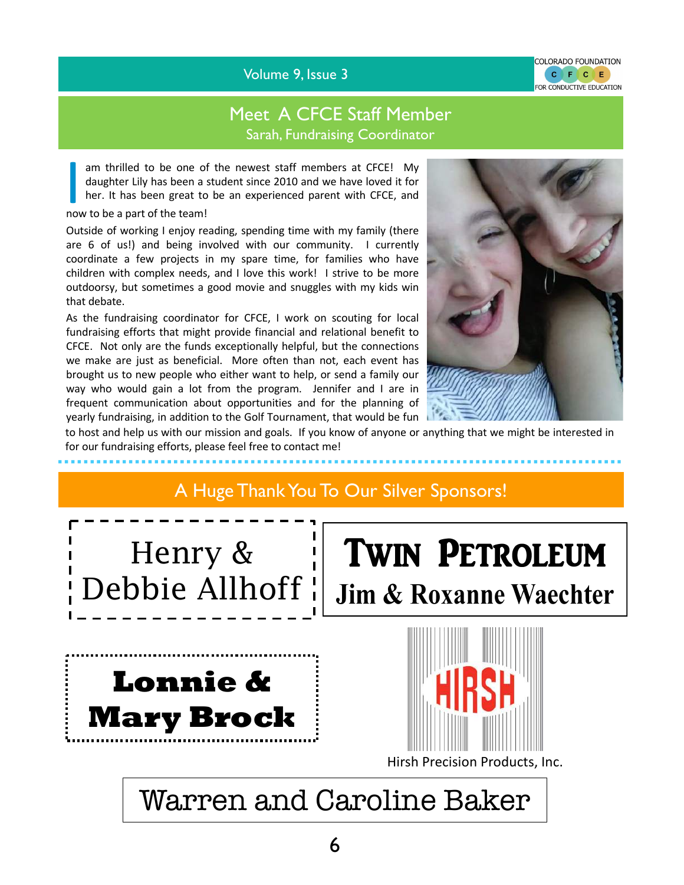## Meet A CFCE Staff Member

### Sarah, Fundraising Coordinator

I am thrilled to be one of the newest staff members at CFCE! My daughter Lily has been a student since 2010 and we have loved it for her. It has been great to be an experienced parent with CFCE, and now to be a part of the team!

Outside of working I enjoy reading, spending time with my family (there are 6 of us!) and being involved with our community. I currently coordinate a few projects in my spare time, for families who have children with complex needs, and I love this work! I strive to be more outdoorsy, but sometimes a good movie and snuggles with my kids win that debate.

As the fundraising coordinator for CFCE, I work on scouting for local fundraising efforts that might provide financial and relational benefit to CFCE. Not only are the funds exceptionally helpful, but the connections we make are just as beneficial. More often than not, each event has brought us to new people who either want to help, or send a family our way who would gain a lot from the program. Jennifer and I are in frequent communication about opportunities and for the planning of yearly fundraising, in addition to the Golf Tournament, that would be fun to host and help us with our mission and goals. If you know of anyone or anything that we might be interested in for our fundraising efforts, please feel free to contact me!

## A Huge Thank You To Our Silver Sponsors!

Henry & Debbie Allhoff

**TWIN PETROLEUM**
**Jim & Roxanne Waechter**

**Lonnie & Mary Brock**

HIRSH
Hirsh Precision Products, Inc.

Warren and Caroline Baker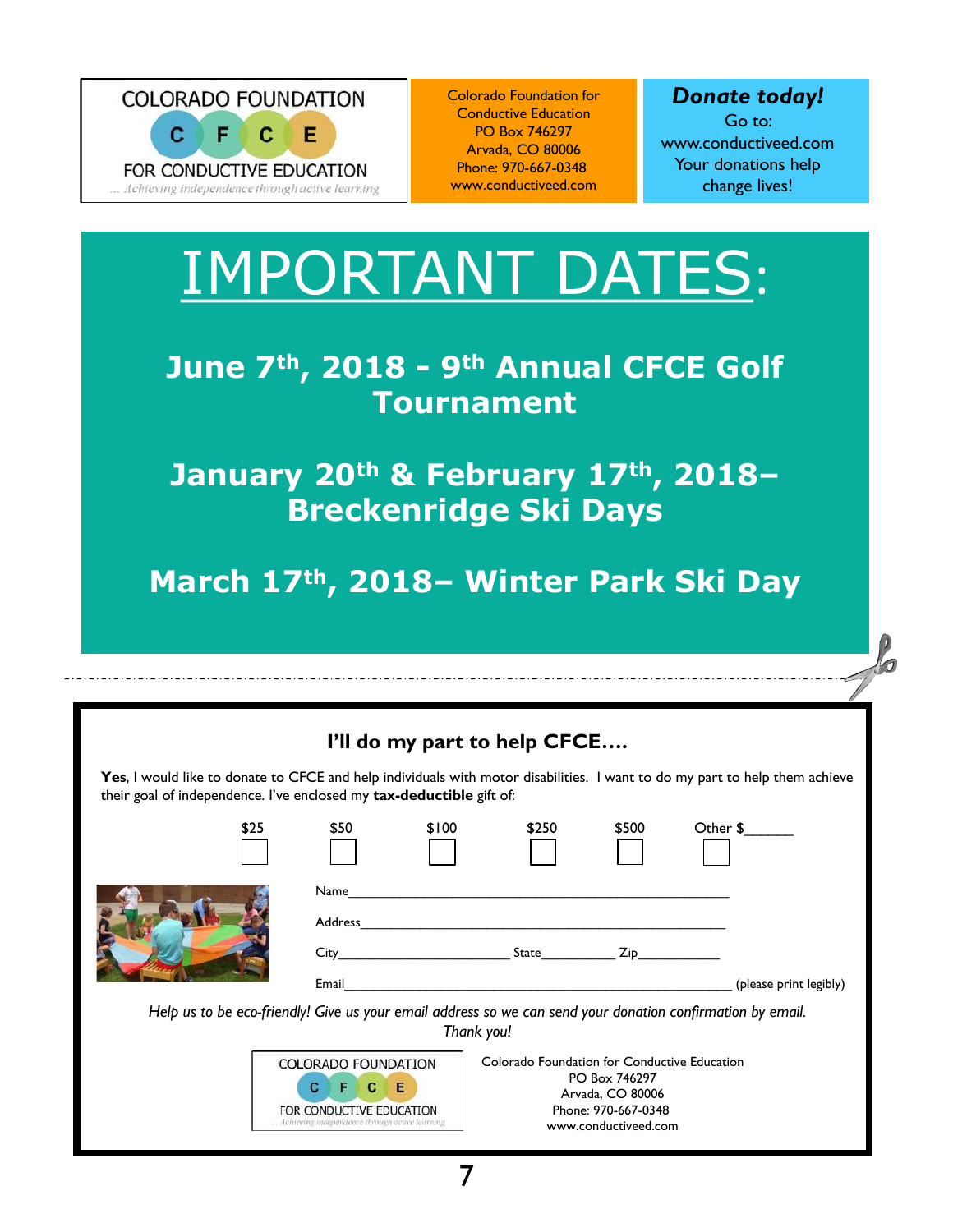COLORADO FOUNDATION
C F C E
FOR CONDUCTIVE EDUCATION
... Achieving independence through active learning

Colorado Foundation for Conductive Education
PO Box 746297
Arvada, CO 80006
Phone: 970-667-0348
www.conductiveed.com

***Donate today!***
Go to:
www.conductiveed.com
Your donations help change lives!

# IMPORTANT DATES:

## June 7th, 2018 - 9th Annual CFCE Golf Tournament

## January 20th & February 17th, 2018– Breckenridge Ski Days

## March 17th, 2018– Winter Park Ski Day

---

### I'll do my part to help CFCE….

**Yes**, I would like to donate to CFCE and help individuals with motor disabilities. I want to do my part to help them achieve their goal of independence. I've enclosed my **tax-deductible** gift of:

☐ $25 ☐ $50 ☐ $100 ☐ $250 ☐ $500 ☐ Other $______

Name_______________________________________________

Address_____________________________________________

City______________________ State__________ Zip___________

Email_______________________________________________ (please print legibly)

*Help us to be eco-friendly! Give us your email address so we can send your donation confirmation by email. Thank you!*

COLORADO FOUNDATION
C F C E
FOR CONDUCTIVE EDUCATION
... Achieving independence through active learning

Colorado Foundation for Conductive Education
PO Box 746297
Arvada, CO 80006
Phone: 970-667-0348
www.conductiveed.com